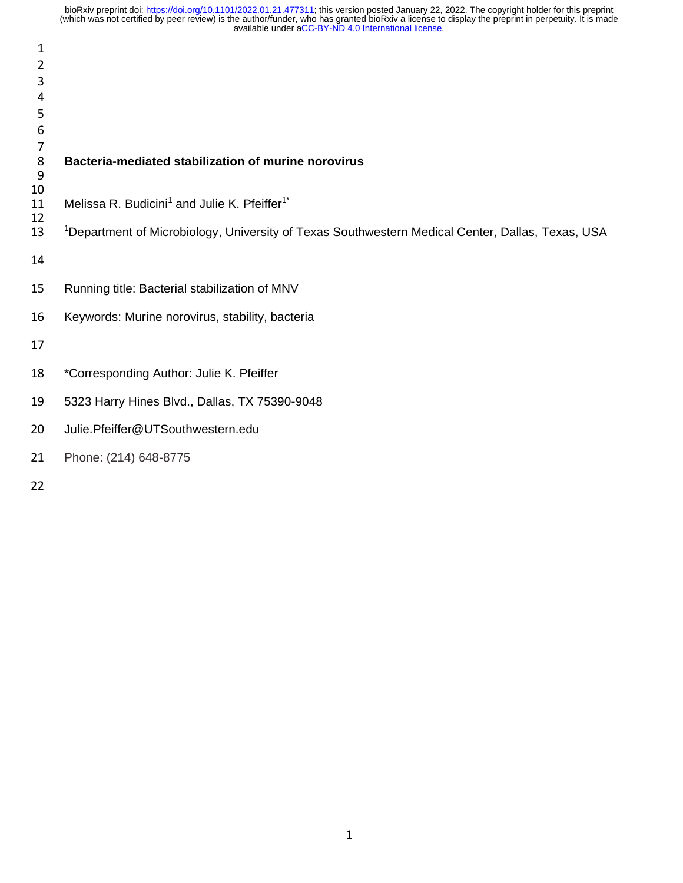# Bacteria-mediated stabilization of murine norovirus

Melissa R. Budicini[1] and Julie K. Pfeiffer[1*]

[1]Department of Microbiology, University of Texas Southwestern Medical Center, Dallas, Texas, USA

Running title: Bacterial stabilization of MNV

Keywords: Murine norovirus, stability, bacteria

*Corresponding Author: Julie K. Pfeiffer

5323 Harry Hines Blvd., Dallas, TX 75390-9048

Julie.Pfeiffer@UTSouthwestern.edu

Phone: (214) 648-8775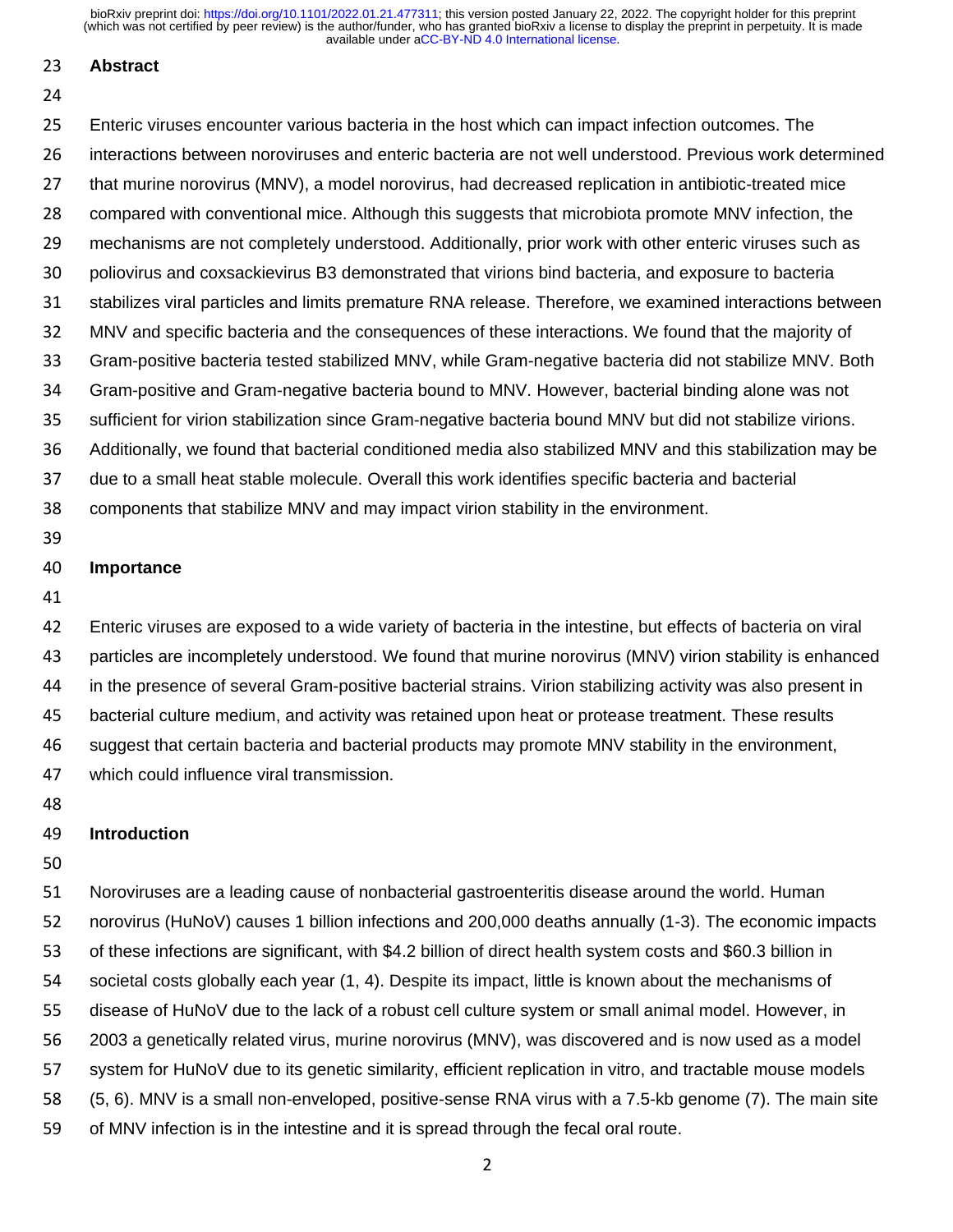## Abstract

Enteric viruses encounter various bacteria in the host which can impact infection outcomes. The interactions between noroviruses and enteric bacteria are not well understood. Previous work determined that murine norovirus (MNV), a model norovirus, had decreased replication in antibiotic-treated mice compared with conventional mice. Although this suggests that microbiota promote MNV infection, the mechanisms are not completely understood. Additionally, prior work with other enteric viruses such as poliovirus and coxsackievirus B3 demonstrated that virions bind bacteria, and exposure to bacteria stabilizes viral particles and limits premature RNA release. Therefore, we examined interactions between MNV and specific bacteria and the consequences of these interactions. We found that the majority of Gram-positive bacteria tested stabilized MNV, while Gram-negative bacteria did not stabilize MNV. Both Gram-positive and Gram-negative bacteria bound to MNV. However, bacterial binding alone was not sufficient for virion stabilization since Gram-negative bacteria bound MNV but did not stabilize virions. Additionally, we found that bacterial conditioned media also stabilized MNV and this stabilization may be due to a small heat stable molecule. Overall this work identifies specific bacteria and bacterial components that stabilize MNV and may impact virion stability in the environment.

## Importance

Enteric viruses are exposed to a wide variety of bacteria in the intestine, but effects of bacteria on viral particles are incompletely understood. We found that murine norovirus (MNV) virion stability is enhanced in the presence of several Gram-positive bacterial strains. Virion stabilizing activity was also present in bacterial culture medium, and activity was retained upon heat or protease treatment. These results suggest that certain bacteria and bacterial products may promote MNV stability in the environment, which could influence viral transmission.

## Introduction

Noroviruses are a leading cause of nonbacterial gastroenteritis disease around the world. Human norovirus (HuNoV) causes 1 billion infections and 200,000 deaths annually (1-3). The economic impacts of these infections are significant, with $4.2 billion of direct health system costs and $60.3 billion in societal costs globally each year (1, 4). Despite its impact, little is known about the mechanisms of disease of HuNoV due to the lack of a robust cell culture system or small animal model. However, in 2003 a genetically related virus, murine norovirus (MNV), was discovered and is now used as a model system for HuNoV due to its genetic similarity, efficient replication in vitro, and tractable mouse models (5, 6). MNV is a small non-enveloped, positive-sense RNA virus with a 7.5-kb genome (7). The main site of MNV infection is in the intestine and it is spread through the fecal oral route.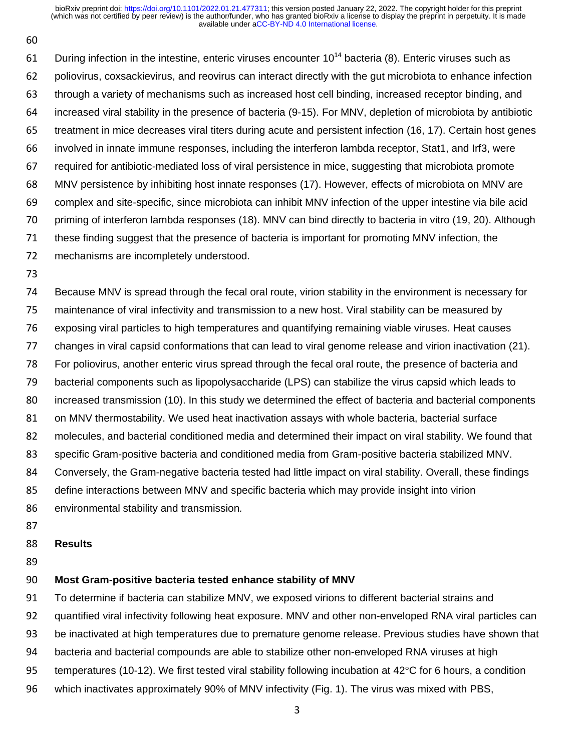During infection in the intestine, enteric viruses encounter $10^{14}$ bacteria (8). Enteric viruses such as poliovirus, coxsackievirus, and reovirus can interact directly with the gut microbiota to enhance infection through a variety of mechanisms such as increased host cell binding, increased receptor binding, and increased viral stability in the presence of bacteria (9-15). For MNV, depletion of microbiota by antibiotic treatment in mice decreases viral titers during acute and persistent infection (16, 17). Certain host genes involved in innate immune responses, including the interferon lambda receptor, Stat1, and Irf3, were required for antibiotic-mediated loss of viral persistence in mice, suggesting that microbiota promote MNV persistence by inhibiting host innate responses (17). However, effects of microbiota on MNV are complex and site-specific, since microbiota can inhibit MNV infection of the upper intestine via bile acid priming of interferon lambda responses (18). MNV can bind directly to bacteria in vitro (19, 20). Although these finding suggest that the presence of bacteria is important for promoting MNV infection, the mechanisms are incompletely understood.

Because MNV is spread through the fecal oral route, virion stability in the environment is necessary for maintenance of viral infectivity and transmission to a new host. Viral stability can be measured by exposing viral particles to high temperatures and quantifying remaining viable viruses. Heat causes changes in viral capsid conformations that can lead to viral genome release and virion inactivation (21). For poliovirus, another enteric virus spread through the fecal oral route, the presence of bacteria and bacterial components such as lipopolysaccharide (LPS) can stabilize the virus capsid which leads to increased transmission (10). In this study we determined the effect of bacteria and bacterial components on MNV thermostability. We used heat inactivation assays with whole bacteria, bacterial surface molecules, and bacterial conditioned media and determined their impact on viral stability. We found that specific Gram-positive bacteria and conditioned media from Gram-positive bacteria stabilized MNV. Conversely, the Gram-negative bacteria tested had little impact on viral stability. Overall, these findings define interactions between MNV and specific bacteria which may provide insight into virion environmental stability and transmission.

## Results

### Most Gram-positive bacteria tested enhance stability of MNV

To determine if bacteria can stabilize MNV, we exposed virions to different bacterial strains and quantified viral infectivity following heat exposure. MNV and other non-enveloped RNA viral particles can be inactivated at high temperatures due to premature genome release. Previous studies have shown that bacteria and bacterial compounds are able to stabilize other non-enveloped RNA viruses at high temperatures (10-12). We first tested viral stability following incubation at 42°C for 6 hours, a condition which inactivates approximately 90% of MNV infectivity (Fig. 1). The virus was mixed with PBS,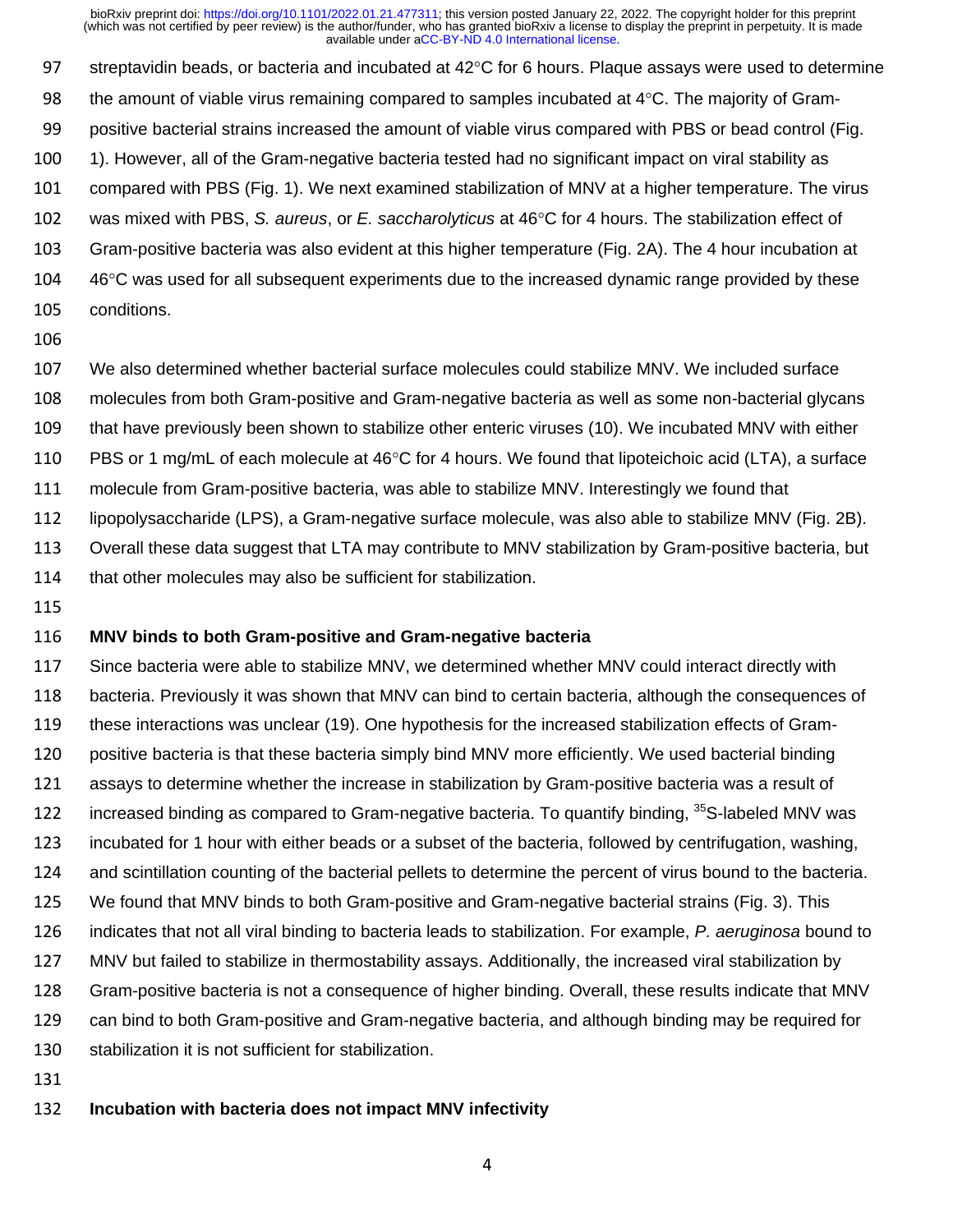streptavidin beads, or bacteria and incubated at 42°C for 6 hours. Plaque assays were used to determine the amount of viable virus remaining compared to samples incubated at 4°C. The majority of Gram-positive bacterial strains increased the amount of viable virus compared with PBS or bead control (Fig. 1). However, all of the Gram-negative bacteria tested had no significant impact on viral stability as compared with PBS (Fig. 1). We next examined stabilization of MNV at a higher temperature. The virus was mixed with PBS, *S. aureus*, or *E. saccharolyticus* at 46°C for 4 hours. The stabilization effect of Gram-positive bacteria was also evident at this higher temperature (Fig. 2A). The 4 hour incubation at 46°C was used for all subsequent experiments due to the increased dynamic range provided by these conditions.

We also determined whether bacterial surface molecules could stabilize MNV. We included surface molecules from both Gram-positive and Gram-negative bacteria as well as some non-bacterial glycans that have previously been shown to stabilize other enteric viruses (10). We incubated MNV with either PBS or 1 mg/mL of each molecule at 46°C for 4 hours. We found that lipoteichoic acid (LTA), a surface molecule from Gram-positive bacteria, was able to stabilize MNV. Interestingly we found that lipopolysaccharide (LPS), a Gram-negative surface molecule, was also able to stabilize MNV (Fig. 2B). Overall these data suggest that LTA may contribute to MNV stabilization by Gram-positive bacteria, but that other molecules may also be sufficient for stabilization.

### MNV binds to both Gram-positive and Gram-negative bacteria

Since bacteria were able to stabilize MNV, we determined whether MNV could interact directly with bacteria. Previously it was shown that MNV can bind to certain bacteria, although the consequences of these interactions was unclear (19). One hypothesis for the increased stabilization effects of Gram-positive bacteria is that these bacteria simply bind MNV more efficiently. We used bacterial binding assays to determine whether the increase in stabilization by Gram-positive bacteria was a result of increased binding as compared to Gram-negative bacteria. To quantify binding, $^{35}$S-labeled MNV was incubated for 1 hour with either beads or a subset of the bacteria, followed by centrifugation, washing, and scintillation counting of the bacterial pellets to determine the percent of virus bound to the bacteria. We found that MNV binds to both Gram-positive and Gram-negative bacterial strains (Fig. 3). This indicates that not all viral binding to bacteria leads to stabilization. For example, *P. aeruginosa* bound to MNV but failed to stabilize in thermostability assays. Additionally, the increased viral stabilization by Gram-positive bacteria is not a consequence of higher binding. Overall, these results indicate that MNV can bind to both Gram-positive and Gram-negative bacteria, and although binding may be required for stabilization it is not sufficient for stabilization.

### Incubation with bacteria does not impact MNV infectivity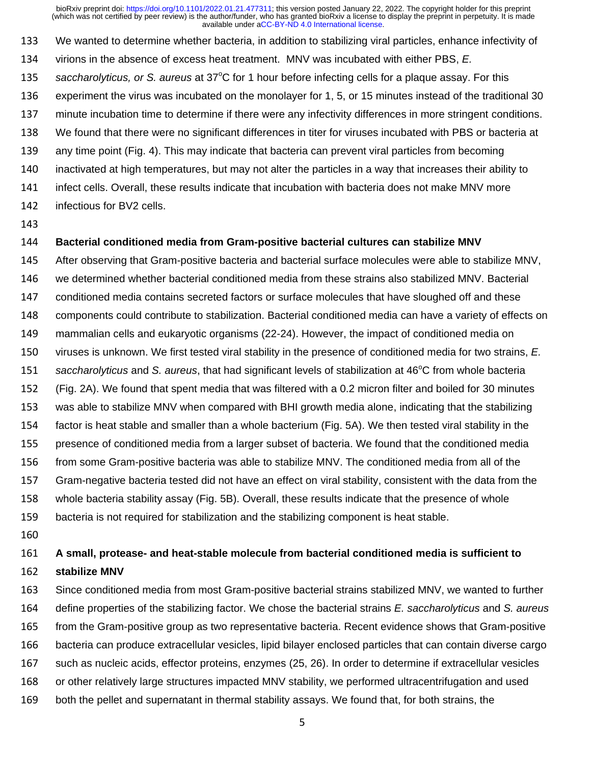We wanted to determine whether bacteria, in addition to stabilizing viral particles, enhance infectivity of virions in the absence of excess heat treatment. MNV was incubated with either PBS, *E. saccharolyticus, or S. aureus* at 37°C for 1 hour before infecting cells for a plaque assay. For this experiment the virus was incubated on the monolayer for 1, 5, or 15 minutes instead of the traditional 30 minute incubation time to determine if there were any infectivity differences in more stringent conditions. We found that there were no significant differences in titer for viruses incubated with PBS or bacteria at any time point (Fig. 4). This may indicate that bacteria can prevent viral particles from becoming inactivated at high temperatures, but may not alter the particles in a way that increases their ability to infect cells. Overall, these results indicate that incubation with bacteria does not make MNV more infectious for BV2 cells.

**Bacterial conditioned media from Gram-positive bacterial cultures can stabilize MNV**

After observing that Gram-positive bacteria and bacterial surface molecules were able to stabilize MNV, we determined whether bacterial conditioned media from these strains also stabilized MNV. Bacterial conditioned media contains secreted factors or surface molecules that have sloughed off and these components could contribute to stabilization. Bacterial conditioned media can have a variety of effects on mammalian cells and eukaryotic organisms (22-24). However, the impact of conditioned media on viruses is unknown. We first tested viral stability in the presence of conditioned media for two strains, *E. saccharolyticus* and *S. aureus*, that had significant levels of stabilization at 46°C from whole bacteria (Fig. 2A). We found that spent media that was filtered with a 0.2 micron filter and boiled for 30 minutes was able to stabilize MNV when compared with BHI growth media alone, indicating that the stabilizing factor is heat stable and smaller than a whole bacterium (Fig. 5A). We then tested viral stability in the presence of conditioned media from a larger subset of bacteria. We found that the conditioned media from some Gram-positive bacteria was able to stabilize MNV. The conditioned media from all of the Gram-negative bacteria tested did not have an effect on viral stability, consistent with the data from the whole bacteria stability assay (Fig. 5B). Overall, these results indicate that the presence of whole bacteria is not required for stabilization and the stabilizing component is heat stable.

**A small, protease- and heat-stable molecule from bacterial conditioned media is sufficient to stabilize MNV**

Since conditioned media from most Gram-positive bacterial strains stabilized MNV, we wanted to further define properties of the stabilizing factor. We chose the bacterial strains *E. saccharolyticus* and *S. aureus* from the Gram-positive group as two representative bacteria. Recent evidence shows that Gram-positive bacteria can produce extracellular vesicles, lipid bilayer enclosed particles that can contain diverse cargo such as nucleic acids, effector proteins, enzymes (25, 26). In order to determine if extracellular vesicles or other relatively large structures impacted MNV stability, we performed ultracentrifugation and used both the pellet and supernatant in thermal stability assays. We found that, for both strains, the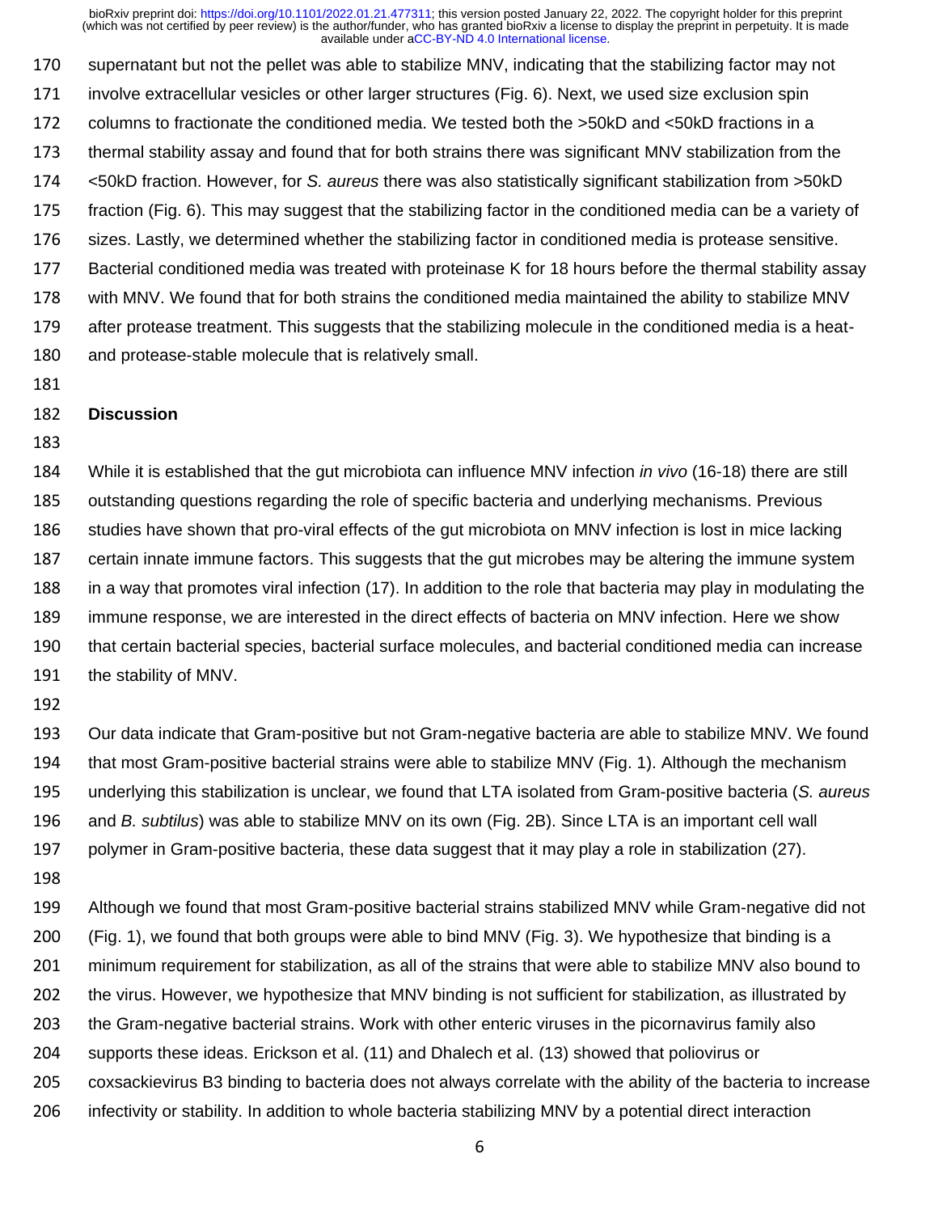supernatant but not the pellet was able to stabilize MNV, indicating that the stabilizing factor may not involve extracellular vesicles or other larger structures (Fig. 6). Next, we used size exclusion spin columns to fractionate the conditioned media. We tested both the >50kD and <50kD fractions in a thermal stability assay and found that for both strains there was significant MNV stabilization from the <50kD fraction. However, for *S. aureus* there was also statistically significant stabilization from >50kD fraction (Fig. 6). This may suggest that the stabilizing factor in the conditioned media can be a variety of sizes. Lastly, we determined whether the stabilizing factor in conditioned media is protease sensitive. Bacterial conditioned media was treated with proteinase K for 18 hours before the thermal stability assay with MNV. We found that for both strains the conditioned media maintained the ability to stabilize MNV after protease treatment. This suggests that the stabilizing molecule in the conditioned media is a heat- and protease-stable molecule that is relatively small.

## Discussion

While it is established that the gut microbiota can influence MNV infection *in vivo* (16-18) there are still outstanding questions regarding the role of specific bacteria and underlying mechanisms. Previous studies have shown that pro-viral effects of the gut microbiota on MNV infection is lost in mice lacking certain innate immune factors. This suggests that the gut microbes may be altering the immune system in a way that promotes viral infection (17). In addition to the role that bacteria may play in modulating the immune response, we are interested in the direct effects of bacteria on MNV infection. Here we show that certain bacterial species, bacterial surface molecules, and bacterial conditioned media can increase the stability of MNV.

Our data indicate that Gram-positive but not Gram-negative bacteria are able to stabilize MNV. We found that most Gram-positive bacterial strains were able to stabilize MNV (Fig. 1). Although the mechanism underlying this stabilization is unclear, we found that LTA isolated from Gram-positive bacteria (*S. aureus* and *B. subtilus*) was able to stabilize MNV on its own (Fig. 2B). Since LTA is an important cell wall polymer in Gram-positive bacteria, these data suggest that it may play a role in stabilization (27).

Although we found that most Gram-positive bacterial strains stabilized MNV while Gram-negative did not (Fig. 1), we found that both groups were able to bind MNV (Fig. 3). We hypothesize that binding is a minimum requirement for stabilization, as all of the strains that were able to stabilize MNV also bound to the virus. However, we hypothesize that MNV binding is not sufficient for stabilization, as illustrated by the Gram-negative bacterial strains. Work with other enteric viruses in the picornavirus family also supports these ideas. Erickson et al. (11) and Dhalech et al. (13) showed that poliovirus or coxsackievirus B3 binding to bacteria does not always correlate with the ability of the bacteria to increase infectivity or stability. In addition to whole bacteria stabilizing MNV by a potential direct interaction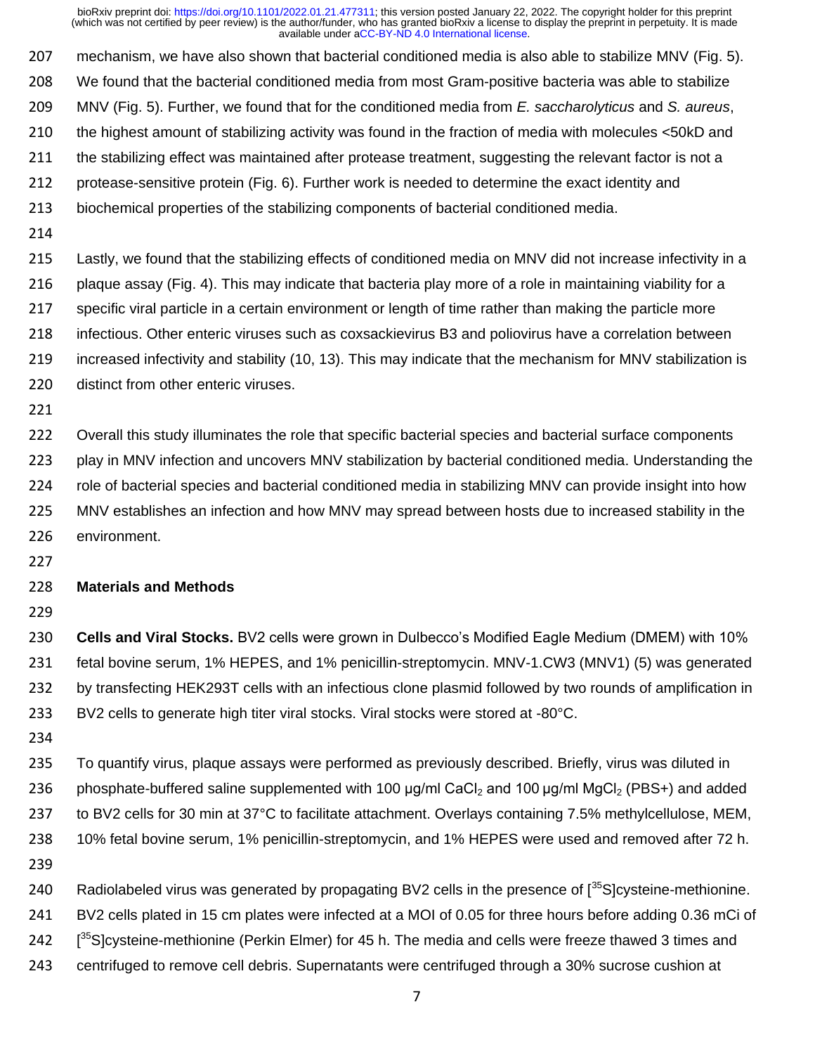mechanism, we have also shown that bacterial conditioned media is also able to stabilize MNV (Fig. 5). We found that the bacterial conditioned media from most Gram-positive bacteria was able to stabilize MNV (Fig. 5). Further, we found that for the conditioned media from *E. saccharolyticus* and *S. aureus*, the highest amount of stabilizing activity was found in the fraction of media with molecules <50kD and the stabilizing effect was maintained after protease treatment, suggesting the relevant factor is not a protease-sensitive protein (Fig. 6). Further work is needed to determine the exact identity and biochemical properties of the stabilizing components of bacterial conditioned media.

Lastly, we found that the stabilizing effects of conditioned media on MNV did not increase infectivity in a plaque assay (Fig. 4). This may indicate that bacteria play more of a role in maintaining viability for a specific viral particle in a certain environment or length of time rather than making the particle more infectious. Other enteric viruses such as coxsackievirus B3 and poliovirus have a correlation between increased infectivity and stability (10, 13). This may indicate that the mechanism for MNV stabilization is distinct from other enteric viruses.

Overall this study illuminates the role that specific bacterial species and bacterial surface components play in MNV infection and uncovers MNV stabilization by bacterial conditioned media. Understanding the role of bacterial species and bacterial conditioned media in stabilizing MNV can provide insight into how MNV establishes an infection and how MNV may spread between hosts due to increased stability in the environment.

## Materials and Methods

**Cells and Viral Stocks.** BV2 cells were grown in Dulbecco's Modified Eagle Medium (DMEM) with 10% fetal bovine serum, 1% HEPES, and 1% penicillin-streptomycin. MNV-1.CW3 (MNV1) (5) was generated by transfecting HEK293T cells with an infectious clone plasmid followed by two rounds of amplification in BV2 cells to generate high titer viral stocks. Viral stocks were stored at -80°C.

To quantify virus, plaque assays were performed as previously described. Briefly, virus was diluted in phosphate-buffered saline supplemented with 100 µg/ml $CaCl_2$ and 100 µg/ml $MgCl_2$ (PBS+) and added to BV2 cells for 30 min at 37°C to facilitate attachment. Overlays containing 7.5% methylcellulose, MEM, 10% fetal bovine serum, 1% penicillin-streptomycin, and 1% HEPES were used and removed after 72 h.

Radiolabeled virus was generated by propagating BV2 cells in the presence of [$^{35}$S]cysteine-methionine. BV2 cells plated in 15 cm plates were infected at a MOI of 0.05 for three hours before adding 0.36 mCi of [$^{35}$S]cysteine-methionine (Perkin Elmer) for 45 h. The media and cells were freeze thawed 3 times and centrifuged to remove cell debris. Supernatants were centrifuged through a 30% sucrose cushion at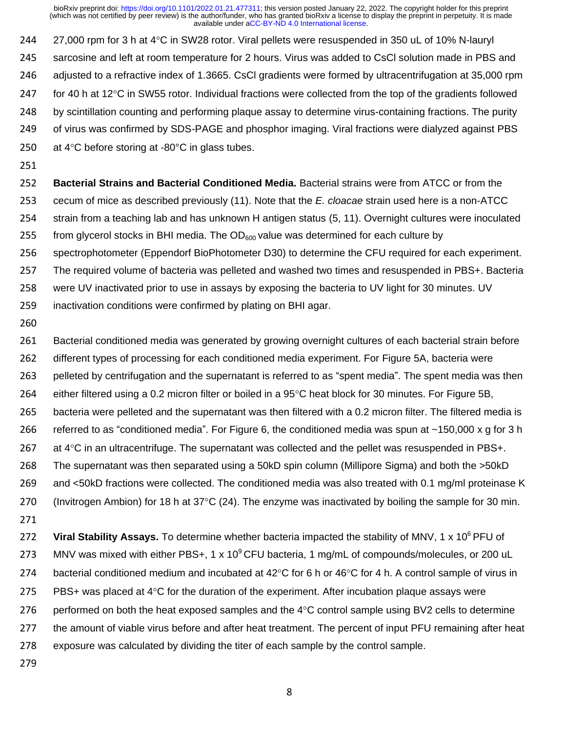27,000 rpm for 3 h at 4°C in SW28 rotor. Viral pellets were resuspended in 350 uL of 10% N-lauryl sarcosine and left at room temperature for 2 hours. Virus was added to CsCl solution made in PBS and adjusted to a refractive index of 1.3665. CsCl gradients were formed by ultracentrifugation at 35,000 rpm for 40 h at 12°C in SW55 rotor. Individual fractions were collected from the top of the gradients followed by scintillation counting and performing plaque assay to determine virus-containing fractions. The purity of virus was confirmed by SDS-PAGE and phosphor imaging. Viral fractions were dialyzed against PBS at 4°C before storing at -80°C in glass tubes.

**Bacterial Strains and Bacterial Conditioned Media.** Bacterial strains were from ATCC or from the cecum of mice as described previously (11). Note that the *E. cloacae* strain used here is a non-ATCC strain from a teaching lab and has unknown H antigen status (5, 11). Overnight cultures were inoculated from glycerol stocks in BHI media. The $OD_{600}$ value was determined for each culture by spectrophotometer (Eppendorf BioPhotometer D30) to determine the CFU required for each experiment. The required volume of bacteria was pelleted and washed two times and resuspended in PBS+. Bacteria were UV inactivated prior to use in assays by exposing the bacteria to UV light for 30 minutes. UV inactivation conditions were confirmed by plating on BHI agar.

Bacterial conditioned media was generated by growing overnight cultures of each bacterial strain before different types of processing for each conditioned media experiment. For Figure 5A, bacteria were pelleted by centrifugation and the supernatant is referred to as “spent media”. The spent media was then either filtered using a 0.2 micron filter or boiled in a 95°C heat block for 30 minutes. For Figure 5B, bacteria were pelleted and the supernatant was then filtered with a 0.2 micron filter. The filtered media is referred to as “conditioned media”. For Figure 6, the conditioned media was spun at ~150,000 x g for 3 h at 4°C in an ultracentrifuge. The supernatant was collected and the pellet was resuspended in PBS+. The supernatant was then separated using a 50kD spin column (Millipore Sigma) and both the >50kD and <50kD fractions were collected. The conditioned media was also treated with 0.1 mg/ml proteinase K (Invitrogen Ambion) for 18 h at 37°C (24). The enzyme was inactivated by boiling the sample for 30 min.

**Viral Stability Assays.** To determine whether bacteria impacted the stability of MNV, $1 \times 10^6$ PFU of MNV was mixed with either PBS+, $1 \times 10^9$ CFU bacteria, 1 mg/mL of compounds/molecules, or 200 uL bacterial conditioned medium and incubated at 42°C for 6 h or 46°C for 4 h. A control sample of virus in PBS+ was placed at 4°C for the duration of the experiment. After incubation plaque assays were performed on both the heat exposed samples and the 4°C control sample using BV2 cells to determine the amount of viable virus before and after heat treatment. The percent of input PFU remaining after heat exposure was calculated by dividing the titer of each sample by the control sample.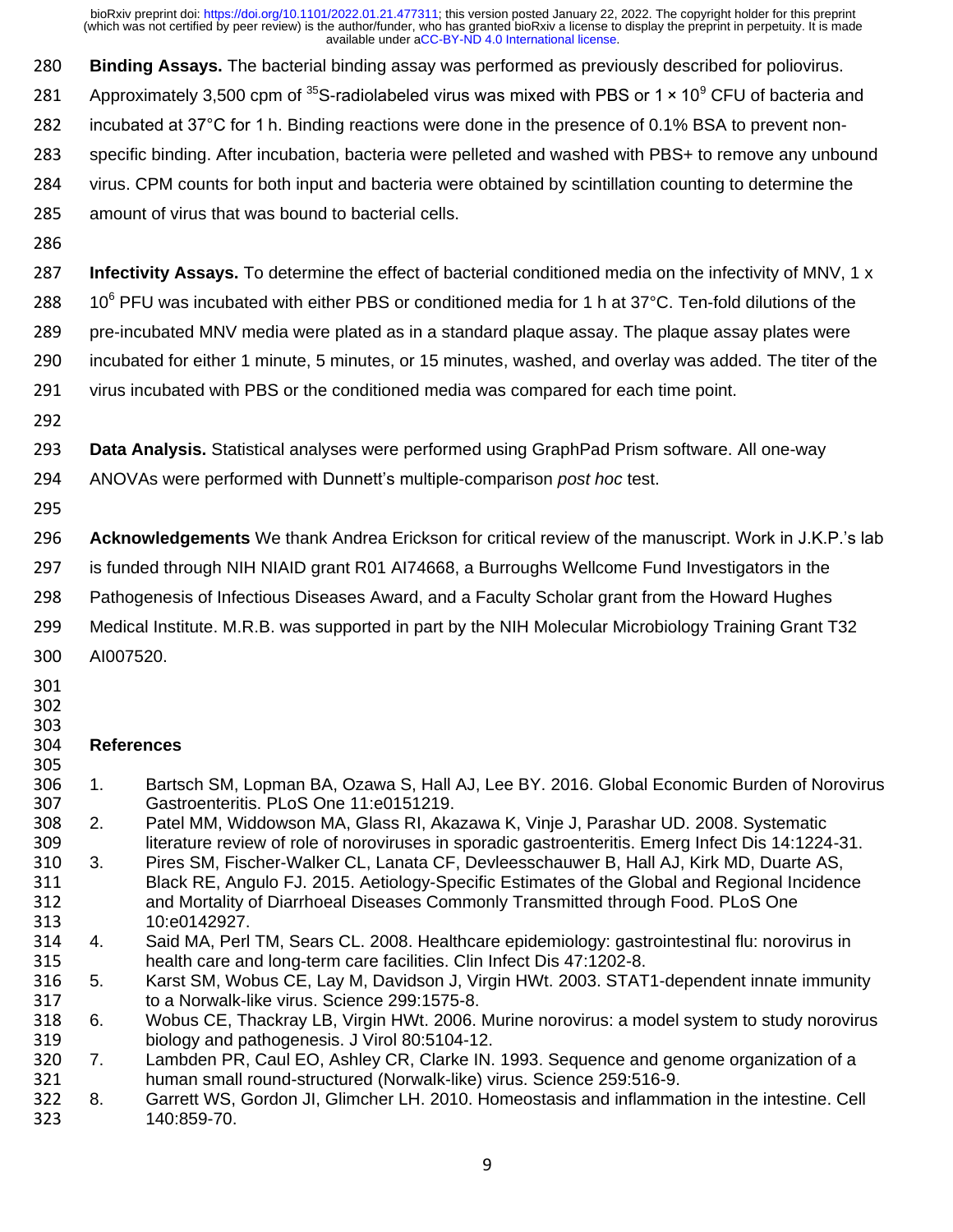**Binding Assays.** The bacterial binding assay was performed as previously described for poliovirus. Approximately 3,500 cpm of $^{35}$S-radiolabeled virus was mixed with PBS or $1 \times 10^9$ CFU of bacteria and incubated at 37°C for 1 h. Binding reactions were done in the presence of 0.1% BSA to prevent non-specific binding. After incubation, bacteria were pelleted and washed with PBS+ to remove any unbound virus. CPM counts for both input and bacteria were obtained by scintillation counting to determine the amount of virus that was bound to bacterial cells.

**Infectivity Assays.** To determine the effect of bacterial conditioned media on the infectivity of MNV, $1 \times 10^6$ PFU was incubated with either PBS or conditioned media for 1 h at 37°C. Ten-fold dilutions of the pre-incubated MNV media were plated as in a standard plaque assay. The plaque assay plates were incubated for either 1 minute, 5 minutes, or 15 minutes, washed, and overlay was added. The titer of the virus incubated with PBS or the conditioned media was compared for each time point.

**Data Analysis.** Statistical analyses were performed using GraphPad Prism software. All one-way ANOVAs were performed with Dunnett's multiple-comparison *post hoc* test.

**Acknowledgements** We thank Andrea Erickson for critical review of the manuscript. Work in J.K.P.'s lab is funded through NIH NIAID grant R01 AI74668, a Burroughs Wellcome Fund Investigators in the Pathogenesis of Infectious Diseases Award, and a Faculty Scholar grant from the Howard Hughes Medical Institute. M.R.B. was supported in part by the NIH Molecular Microbiology Training Grant T32 AI007520.

## References

1. Bartsch SM, Lopman BA, Ozawa S, Hall AJ, Lee BY. 2016. Global Economic Burden of Norovirus Gastroenteritis. PLoS One 11:e0151219.
2. Patel MM, Widdowson MA, Glass RI, Akazawa K, Vinje J, Parashar UD. 2008. Systematic literature review of role of noroviruses in sporadic gastroenteritis. Emerg Infect Dis 14:1224-31.
3. Pires SM, Fischer-Walker CL, Lanata CF, Devleesschauwer B, Hall AJ, Kirk MD, Duarte AS, Black RE, Angulo FJ. 2015. Aetiology-Specific Estimates of the Global and Regional Incidence and Mortality of Diarrhoeal Diseases Commonly Transmitted through Food. PLoS One 10:e0142927.
4. Said MA, Perl TM, Sears CL. 2008. Healthcare epidemiology: gastrointestinal flu: norovirus in health care and long-term care facilities. Clin Infect Dis 47:1202-8.
5. Karst SM, Wobus CE, Lay M, Davidson J, Virgin HWt. 2003. STAT1-dependent innate immunity to a Norwalk-like virus. Science 299:1575-8.
6. Wobus CE, Thackray LB, Virgin HWt. 2006. Murine norovirus: a model system to study norovirus biology and pathogenesis. J Virol 80:5104-12.
7. Lambden PR, Caul EO, Ashley CR, Clarke IN. 1993. Sequence and genome organization of a human small round-structured (Norwalk-like) virus. Science 259:516-9.
8. Garrett WS, Gordon JI, Glimcher LH. 2010. Homeostasis and inflammation in the intestine. Cell 140:859-70.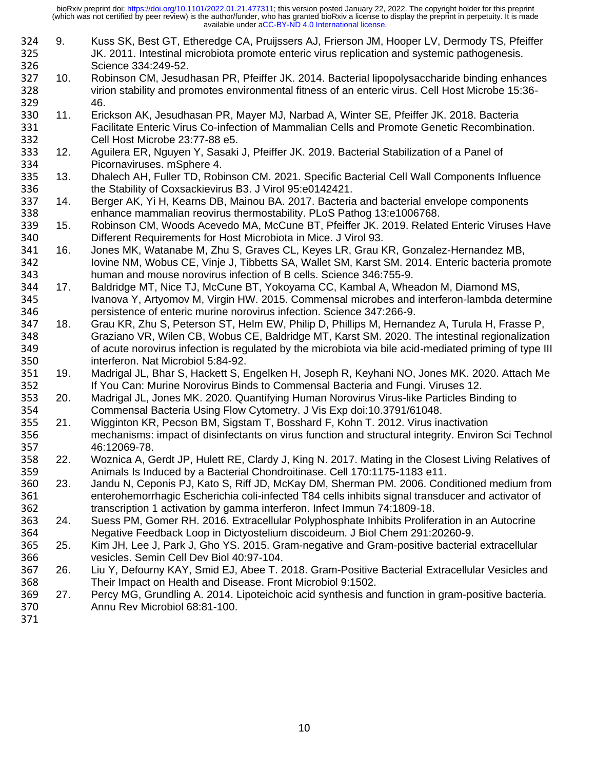9. Kuss SK, Best GT, Etheredge CA, Pruijssers AJ, Frierson JM, Hooper LV, Dermody TS, Pfeiffer JK. 2011. Intestinal microbiota promote enteric virus replication and systemic pathogenesis. Science 334:249-52.
10. Robinson CM, Jesudhasan PR, Pfeiffer JK. 2014. Bacterial lipopolysaccharide binding enhances virion stability and promotes environmental fitness of an enteric virus. Cell Host Microbe 15:36-46.
11. Erickson AK, Jesudhasan PR, Mayer MJ, Narbad A, Winter SE, Pfeiffer JK. 2018. Bacteria Facilitate Enteric Virus Co-infection of Mammalian Cells and Promote Genetic Recombination. Cell Host Microbe 23:77-88 e5.
12. Aguilera ER, Nguyen Y, Sasaki J, Pfeiffer JK. 2019. Bacterial Stabilization of a Panel of Picornaviruses. mSphere 4.
13. Dhalech AH, Fuller TD, Robinson CM. 2021. Specific Bacterial Cell Wall Components Influence the Stability of Coxsackievirus B3. J Virol 95:e0142421.
14. Berger AK, Yi H, Kearns DB, Mainou BA. 2017. Bacteria and bacterial envelope components enhance mammalian reovirus thermostability. PLoS Pathog 13:e1006768.
15. Robinson CM, Woods Acevedo MA, McCune BT, Pfeiffer JK. 2019. Related Enteric Viruses Have Different Requirements for Host Microbiota in Mice. J Virol 93.
16. Jones MK, Watanabe M, Zhu S, Graves CL, Keyes LR, Grau KR, Gonzalez-Hernandez MB, Iovine NM, Wobus CE, Vinje J, Tibbetts SA, Wallet SM, Karst SM. 2014. Enteric bacteria promote human and mouse norovirus infection of B cells. Science 346:755-9.
17. Baldridge MT, Nice TJ, McCune BT, Yokoyama CC, Kambal A, Wheadon M, Diamond MS, Ivanova Y, Artyomov M, Virgin HW. 2015. Commensal microbes and interferon-lambda determine persistence of enteric murine norovirus infection. Science 347:266-9.
18. Grau KR, Zhu S, Peterson ST, Helm EW, Philip D, Phillips M, Hernandez A, Turula H, Frasse P, Graziano VR, Wilen CB, Wobus CE, Baldridge MT, Karst SM. 2020. The intestinal regionalization of acute norovirus infection is regulated by the microbiota via bile acid-mediated priming of type III interferon. Nat Microbiol 5:84-92.
19. Madrigal JL, Bhar S, Hackett S, Engelken H, Joseph R, Keyhani NO, Jones MK. 2020. Attach Me If You Can: Murine Norovirus Binds to Commensal Bacteria and Fungi. Viruses 12.
20. Madrigal JL, Jones MK. 2020. Quantifying Human Norovirus Virus-like Particles Binding to Commensal Bacteria Using Flow Cytometry. J Vis Exp doi:10.3791/61048.
21. Wigginton KR, Pecson BM, Sigstam T, Bosshard F, Kohn T. 2012. Virus inactivation mechanisms: impact of disinfectants on virus function and structural integrity. Environ Sci Technol 46:12069-78.
22. Woznica A, Gerdt JP, Hulett RE, Clardy J, King N. 2017. Mating in the Closest Living Relatives of Animals Is Induced by a Bacterial Chondroitinase. Cell 170:1175-1183 e11.
23. Jandu N, Ceponis PJ, Kato S, Riff JD, McKay DM, Sherman PM. 2006. Conditioned medium from enterohemorrhagic Escherichia coli-infected T84 cells inhibits signal transducer and activator of transcription 1 activation by gamma interferon. Infect Immun 74:1809-18.
24. Suess PM, Gomer RH. 2016. Extracellular Polyphosphate Inhibits Proliferation in an Autocrine Negative Feedback Loop in Dictyostelium discoideum. J Biol Chem 291:20260-9.
25. Kim JH, Lee J, Park J, Gho YS. 2015. Gram-negative and Gram-positive bacterial extracellular vesicles. Semin Cell Dev Biol 40:97-104.
26. Liu Y, Defourny KAY, Smid EJ, Abee T. 2018. Gram-Positive Bacterial Extracellular Vesicles and Their Impact on Health and Disease. Front Microbiol 9:1502.
27. Percy MG, Grundling A. 2014. Lipoteichoic acid synthesis and function in gram-positive bacteria. Annu Rev Microbiol 68:81-100.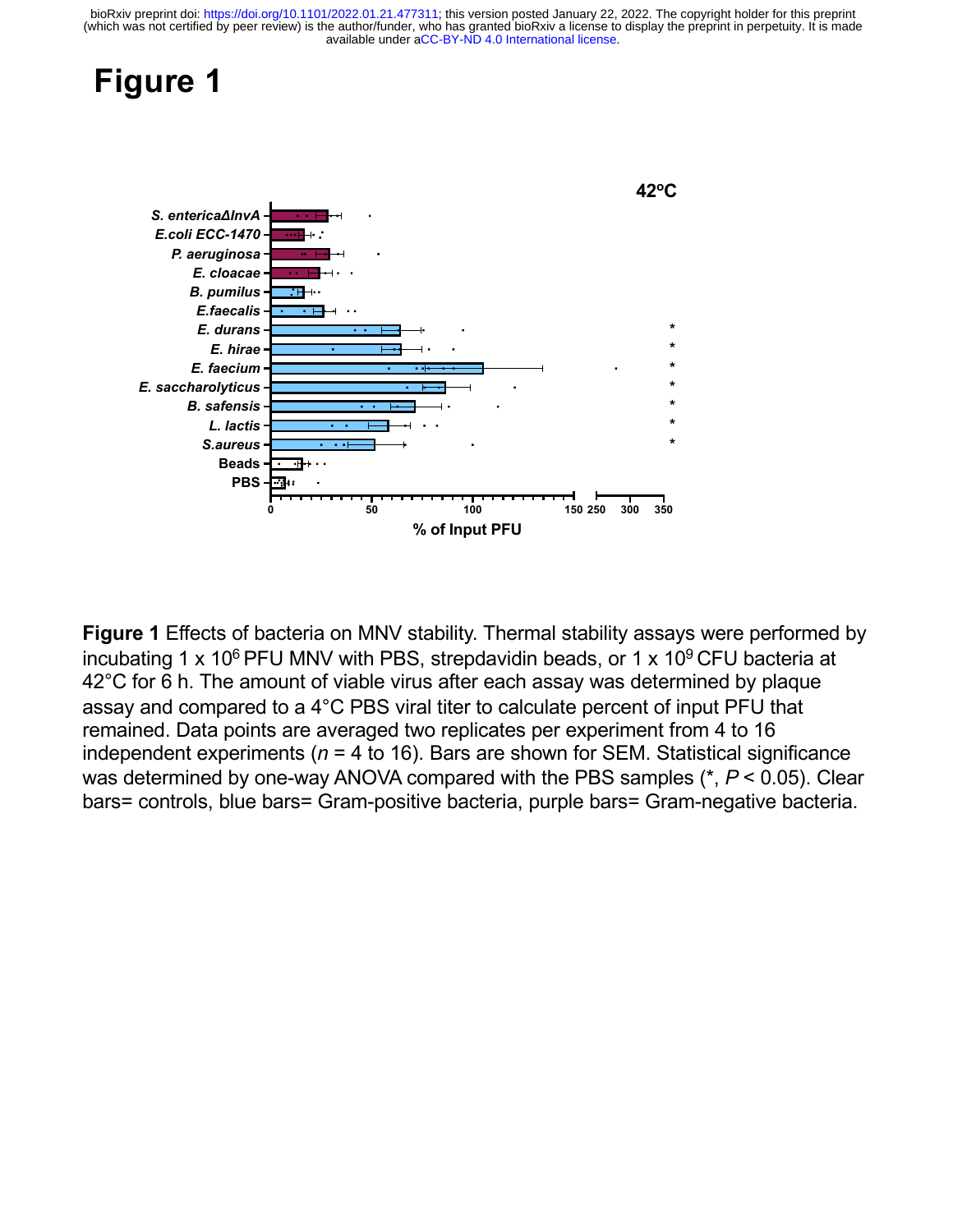# Figure 1

**Figure 1** Effects of bacteria on MNV stability. Thermal stability assays were performed by incubating 1 x $10^6$ PFU MNV with PBS, strepdavidin beads, or 1 x $10^9$ CFU bacteria at 42°C for 6 h. The amount of viable virus after each assay was determined by plaque assay and compared to a 4°C PBS viral titer to calculate percent of input PFU that remained. Data points are averaged two replicates per experiment from 4 to 16 independent experiments (*n* = 4 to 16). Bars are shown for SEM. Statistical significance was determined by one-way ANOVA compared with the PBS samples (*, *P* < 0.05). Clear bars= controls, blue bars= Gram-positive bacteria, purple bars= Gram-negative bacteria.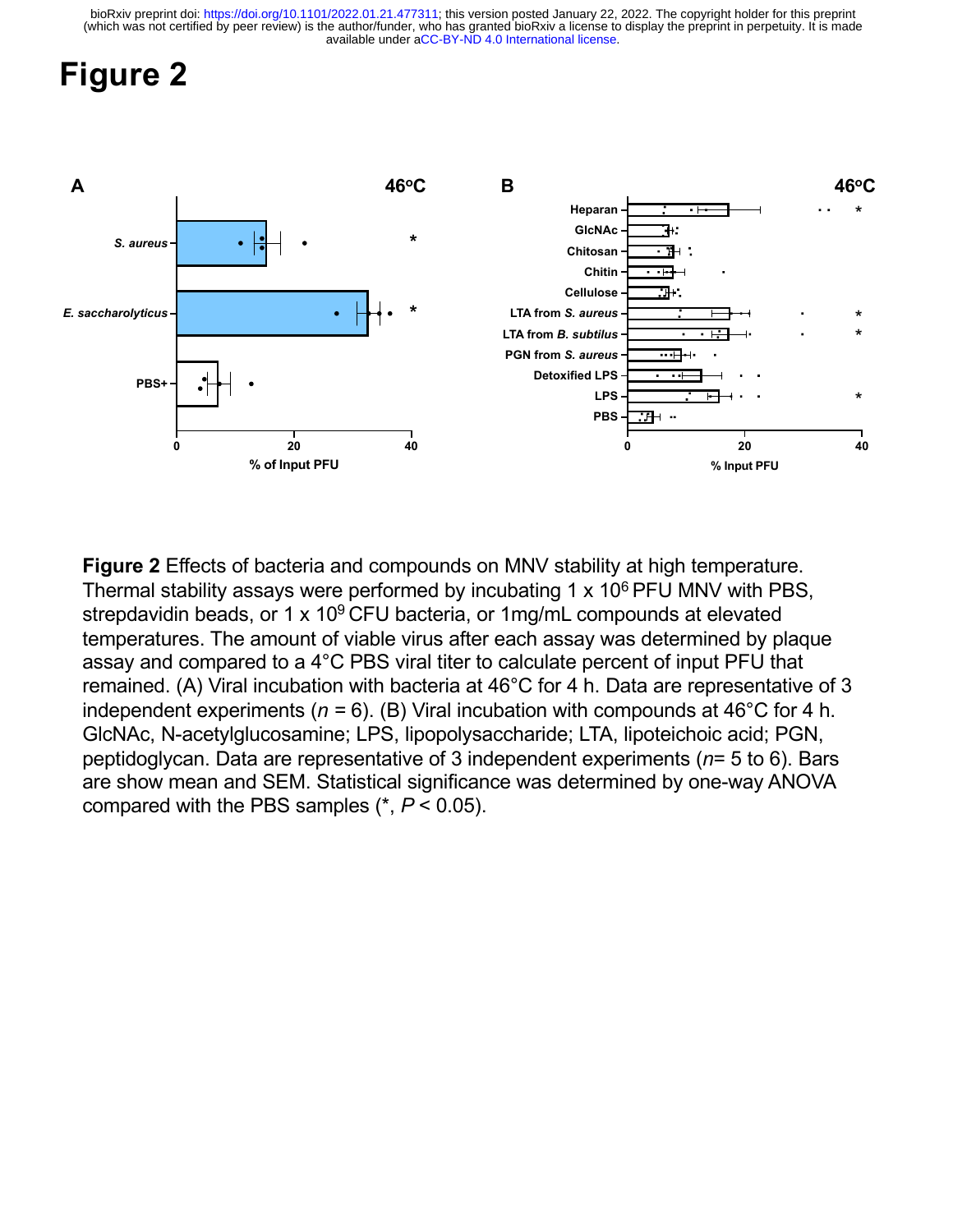# Figure 2

**Figure 2** Effects of bacteria and compounds on MNV stability at high temperature. Thermal stability assays were performed by incubating 1 x $10^6$ PFU MNV with PBS, strepdavidin beads, or 1 x $10^9$ CFU bacteria, or 1mg/mL compounds at elevated temperatures. The amount of viable virus after each assay was determined by plaque assay and compared to a 4°C PBS viral titer to calculate percent of input PFU that remained. (A) Viral incubation with bacteria at 46°C for 4 h. Data are representative of 3 independent experiments ($n$ = 6). (B) Viral incubation with compounds at 46°C for 4 h. GlcNAc, N-acetylglucosamine; LPS, lipopolysaccharide; LTA, lipoteichoic acid; PGN, peptidoglycan. Data are representative of 3 independent experiments ($n$= 5 to 6). Bars are show mean and SEM. Statistical significance was determined by one-way ANOVA compared with the PBS samples (*, $P < 0.05$).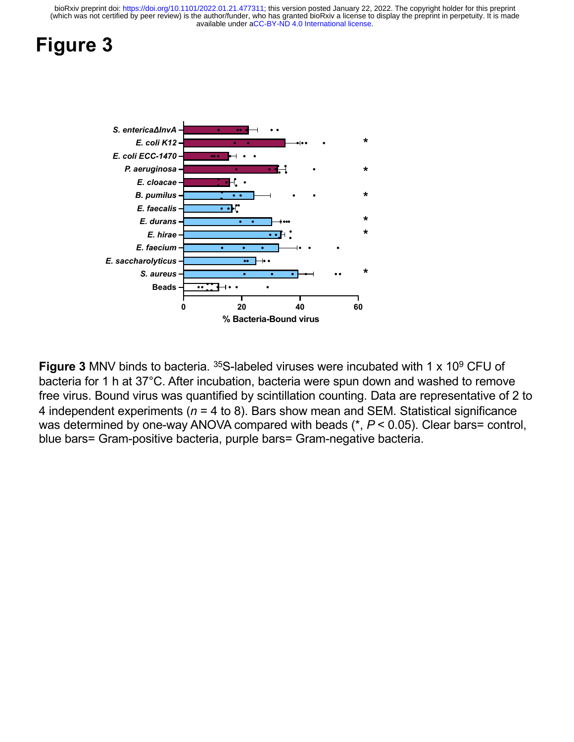# Figure 3

**Figure 3** MNV binds to bacteria. $^{35}$S-labeled viruses were incubated with 1 x $10^9$ CFU of bacteria for 1 h at 37°C. After incubation, bacteria were spun down and washed to remove free virus. Bound virus was quantified by scintillation counting. Data are representative of 2 to 4 independent experiments (*n* = 4 to 8). Bars show mean and SEM. Statistical significance was determined by one-way ANOVA compared with beads (*, *P* < 0.05). Clear bars= control, blue bars= Gram-positive bacteria, purple bars= Gram-negative bacteria.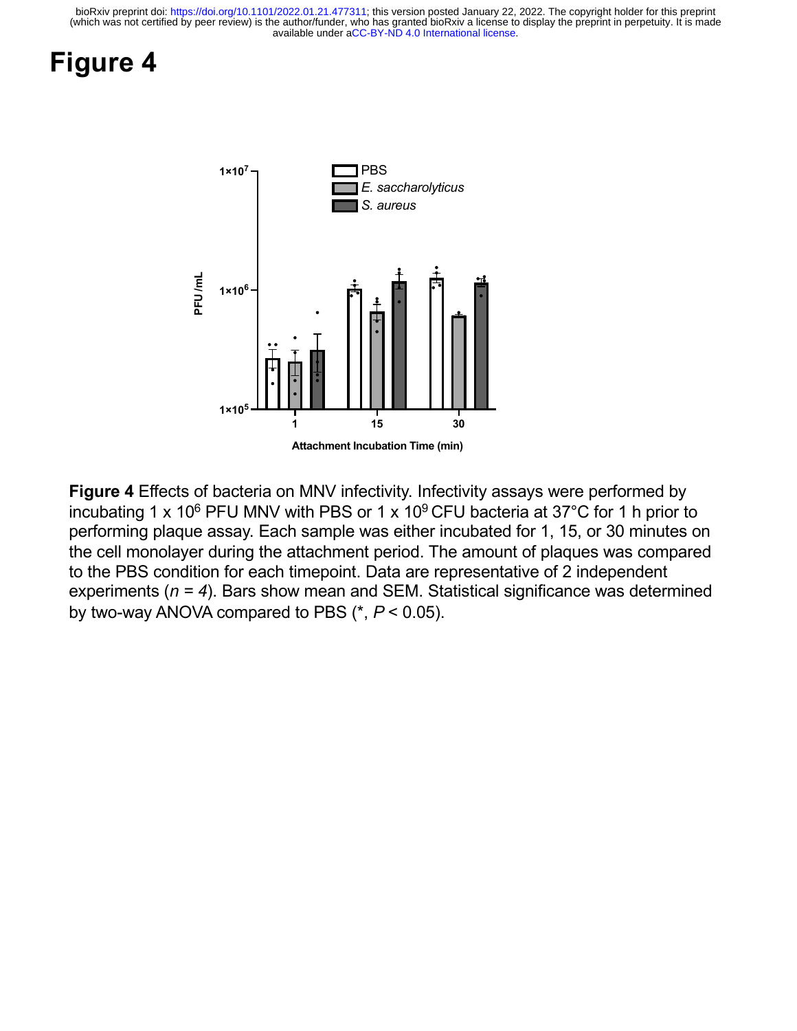# Figure 4

**Figure 4** Effects of bacteria on MNV infectivity. Infectivity assays were performed by incubating 1 x $10^6$ PFU MNV with PBS or 1 x $10^9$ CFU bacteria at 37°C for 1 h prior to performing plaque assay. Each sample was either incubated for 1, 15, or 30 minutes on the cell monolayer during the attachment period. The amount of plaques was compared to the PBS condition for each timepoint. Data are representative of 2 independent experiments ($n = 4$). Bars show mean and SEM. Statistical significance was determined by two-way ANOVA compared to PBS (*, $P < 0.05$).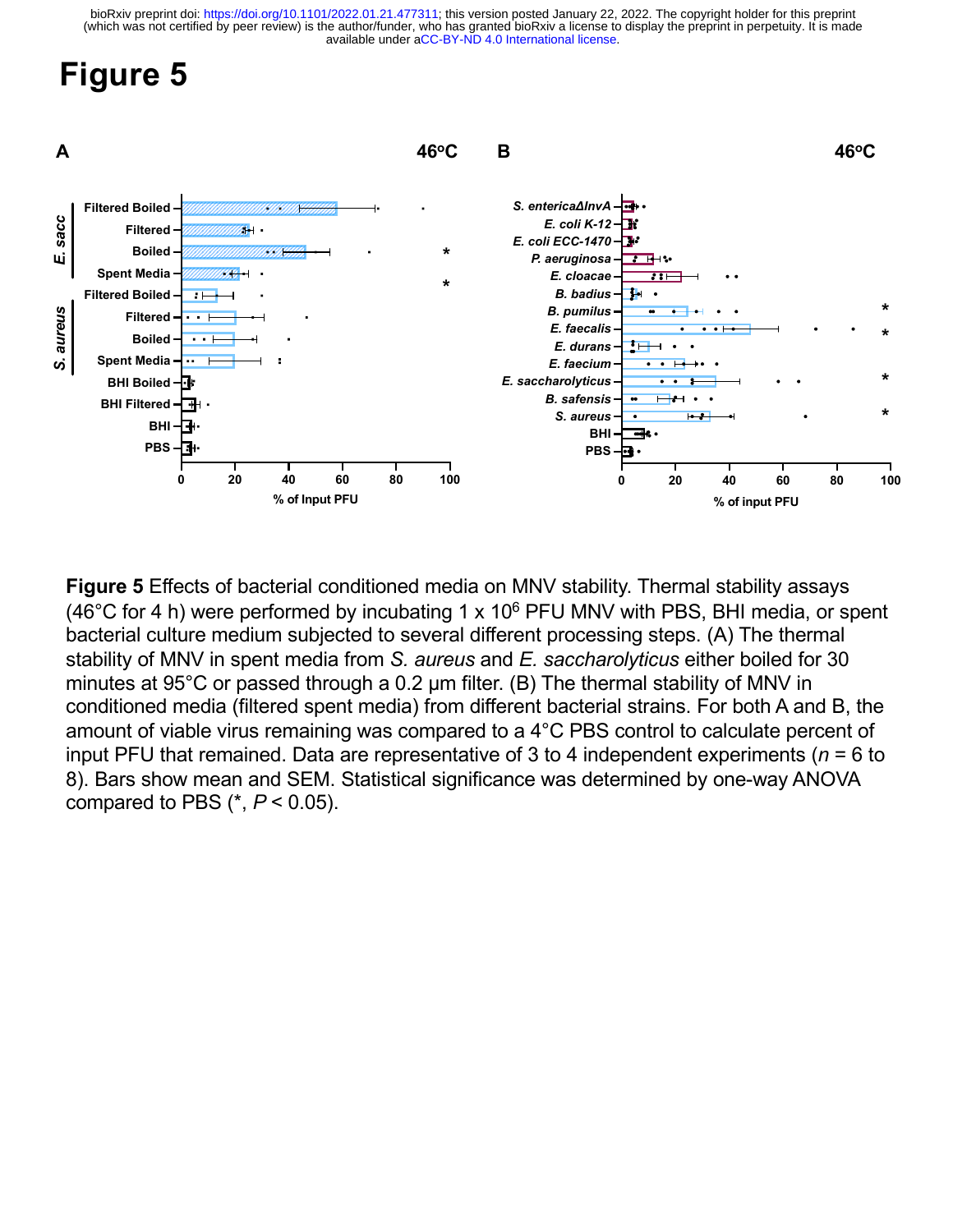# Figure 5

**Figure 5** Effects of bacterial conditioned media on MNV stability. Thermal stability assays (46°C for 4 h) were performed by incubating 1 x $10^6$ PFU MNV with PBS, BHI media, or spent bacterial culture medium subjected to several different processing steps. (A) The thermal stability of MNV in spent media from *S. aureus* and *E. saccharolyticus* either boiled for 30 minutes at 95°C or passed through a 0.2 μm filter. (B) The thermal stability of MNV in conditioned media (filtered spent media) from different bacterial strains. For both A and B, the amount of viable virus remaining was compared to a 4°C PBS control to calculate percent of input PFU that remained. Data are representative of 3 to 4 independent experiments ($n$ = 6 to 8). Bars show mean and SEM. Statistical significance was determined by one-way ANOVA compared to PBS (*, $P < 0.05$).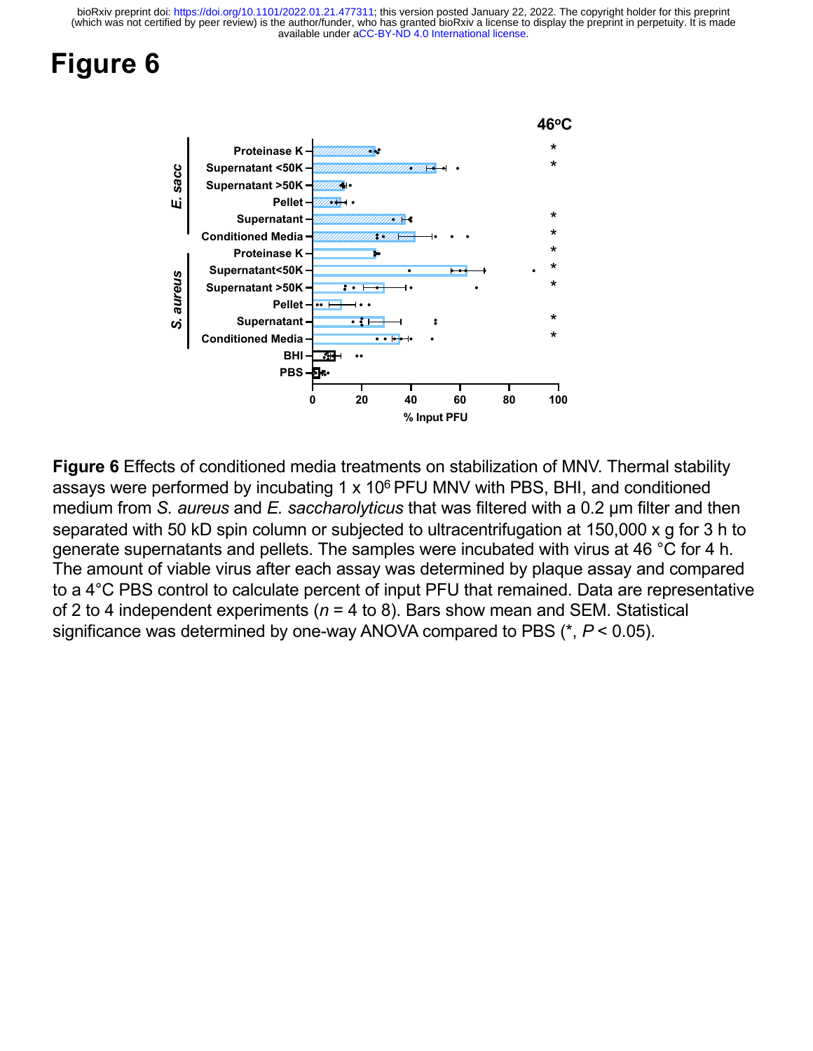# Figure 6

46°C

E. sacc

Proteinase K

Supernatant <50K

Supernatant >50K

Pellet

Supernatant

Conditioned Media

S. aureus

Proteinase K

Supernatant<50K

Supernatant >50K

Pellet

Supernatant

Conditioned Media

BHI

PBS

0 20 40 60 80 100

% Input PFU

**Figure 6** Effects of conditioned media treatments on stabilization of MNV. Thermal stability assays were performed by incubating 1 x $10^6$ PFU MNV with PBS, BHI, and conditioned medium from *S. aureus* and *E. saccharolyticus* that was filtered with a 0.2 µm filter and then separated with 50 kD spin column or subjected to ultracentrifugation at 150,000 x g for 3 h to generate supernatants and pellets. The samples were incubated with virus at 46 °C for 4 h. The amount of viable virus after each assay was determined by plaque assay and compared to a 4°C PBS control to calculate percent of input PFU that remained. Data are representative of 2 to 4 independent experiments ($n$ = 4 to 8). Bars show mean and SEM. Statistical significance was determined by one-way ANOVA compared to PBS (*, $P < 0.05$).